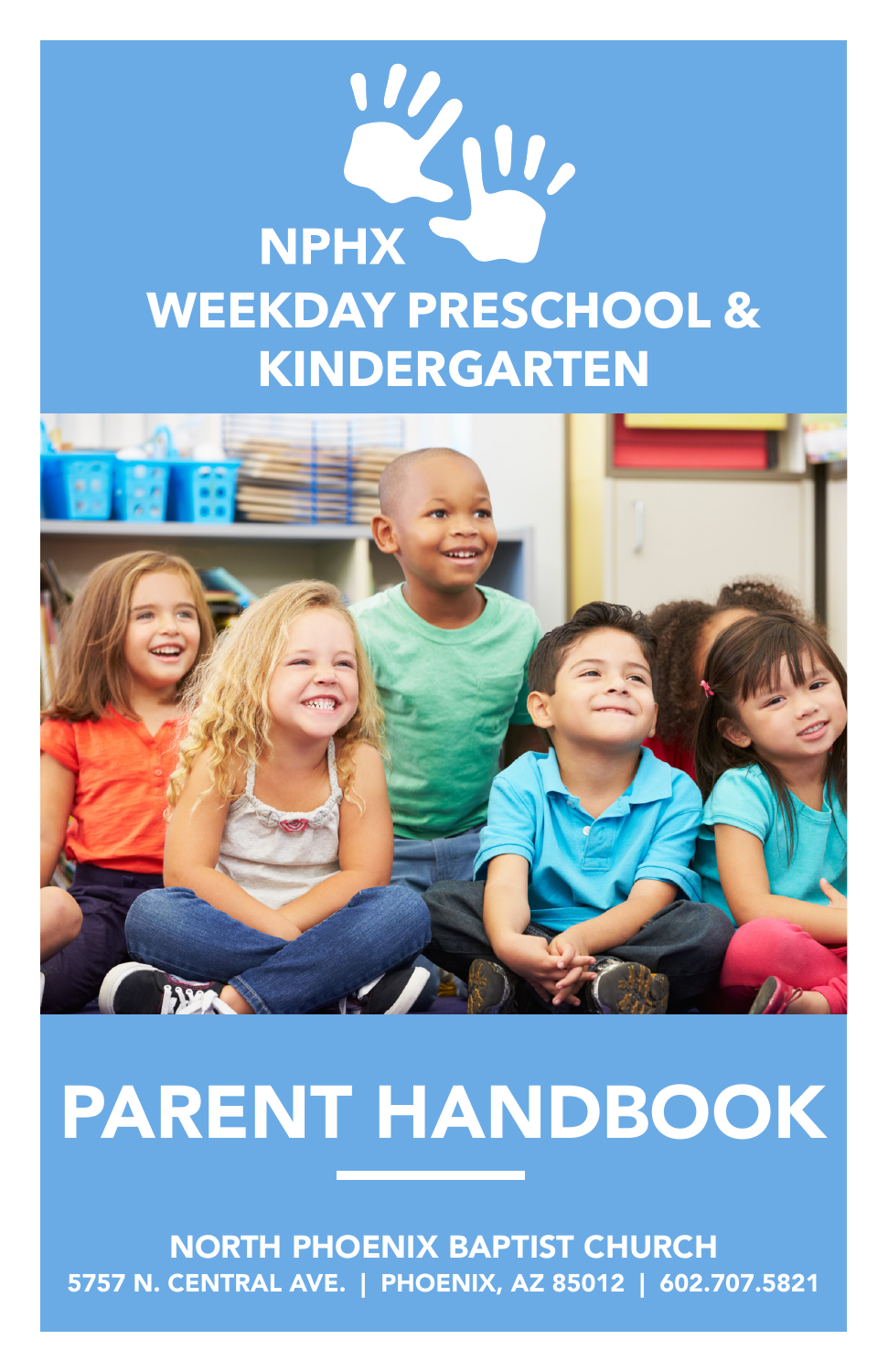# NPHX WEEKDAY PRESCHOOL & KINDERGARTEN

# PARENT HANDBOOK

NORTH PHOENIX BAPTIST CHURCH
5757 N. CENTRAL AVE. | PHOENIX, AZ 85012 | 602.707.5821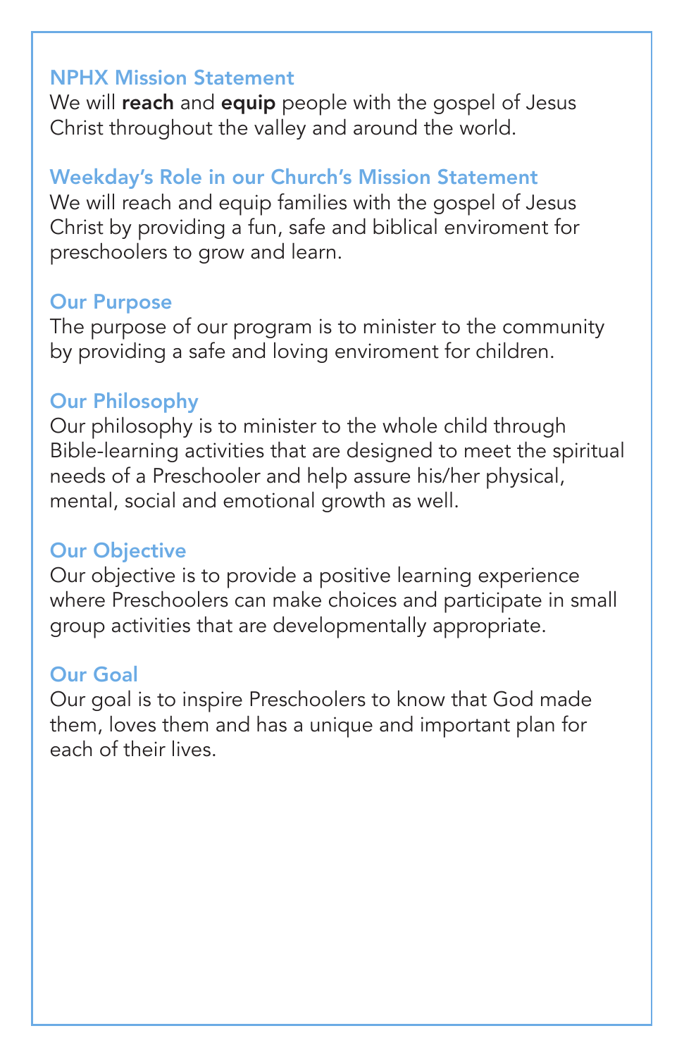## NPHX Mission Statement

We will **reach** and **equip** people with the gospel of Jesus Christ throughout the valley and around the world.

## Weekday's Role in our Church's Mission Statement

We will reach and equip families with the gospel of Jesus Christ by providing a fun, safe and biblical enviroment for preschoolers to grow and learn.

## Our Purpose

The purpose of our program is to minister to the community by providing a safe and loving enviroment for children.

## Our Philosophy

Our philosophy is to minister to the whole child through Bible-learning activities that are designed to meet the spiritual needs of a Preschooler and help assure his/her physical, mental, social and emotional growth as well.

## Our Objective

Our objective is to provide a positive learning experience where Preschoolers can make choices and participate in small group activities that are developmentally appropriate.

## Our Goal

Our goal is to inspire Preschoolers to know that God made them, loves them and has a unique and important plan for each of their lives.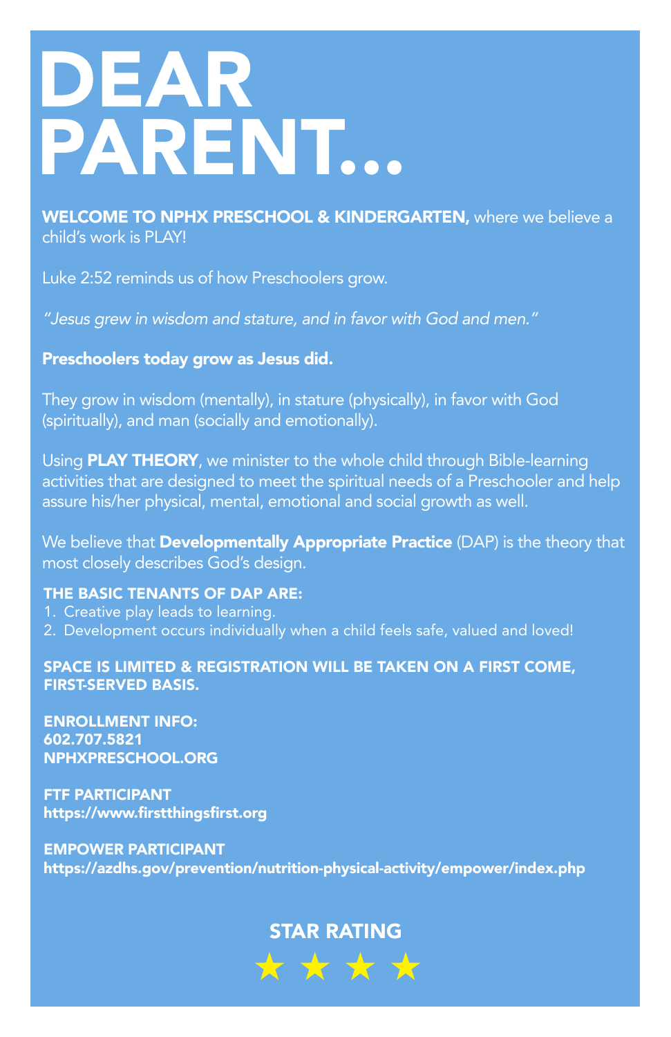# DEAR PARENT...

**WELCOME TO NPHX PRESCHOOL & KINDERGARTEN,** where we believe a child's work is PLAY!

Luke 2:52 reminds us of how Preschoolers grow.

*"Jesus grew in wisdom and stature, and in favor with God and men."*

**Preschoolers today grow as Jesus did.**

They grow in wisdom (mentally), in stature (physically), in favor with God (spiritually), and man (socially and emotionally).

Using **PLAY THEORY**, we minister to the whole child through Bible-learning activities that are designed to meet the spiritual needs of a Preschooler and help assure his/her physical, mental, emotional and social growth as well.

We believe that **Developmentally Appropriate Practice** (DAP) is the theory that most closely describes God's design.

**THE BASIC TENANTS OF DAP ARE:**

1. Creative play leads to learning.
2. Development occurs individually when a child feels safe, valued and loved!

**SPACE IS LIMITED & REGISTRATION WILL BE TAKEN ON A FIRST COME, FIRST-SERVED BASIS.**

**ENROLLMENT INFO:**
**602.707.5821**
**NPHXPRESCHOOL.ORG**

**FTF PARTICIPANT**
**https://www.firstthingsfirst.org**

**EMPOWER PARTICIPANT**
**https://azdhs.gov/prevention/nutrition-physical-activity/empower/index.php**

**STAR RATING**
★ ★ ★ ★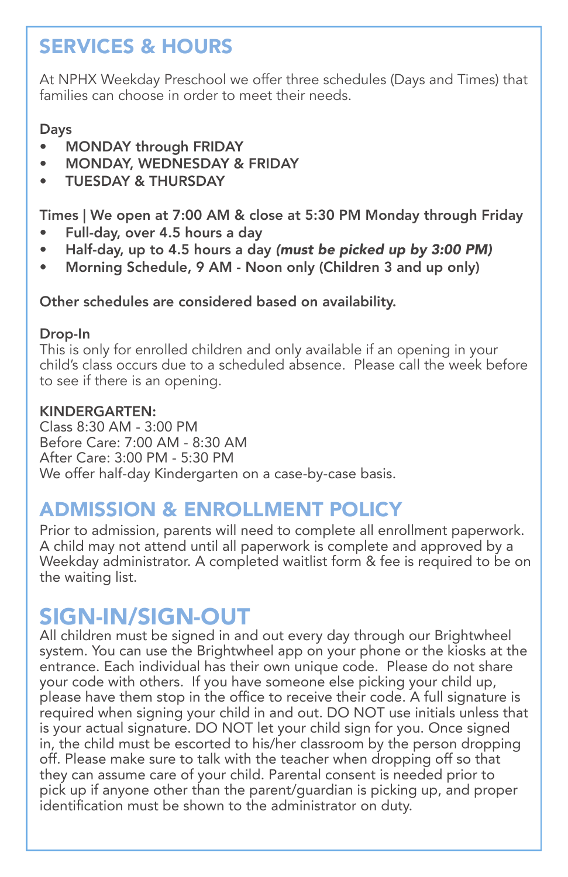## SERVICES & HOURS

At NPHX Weekday Preschool we offer three schedules (Days and Times) that families can choose in order to meet their needs.

**Days**

- **MONDAY through FRIDAY**
- **MONDAY, WEDNESDAY & FRIDAY**
- **TUESDAY & THURSDAY**

**Times | We open at 7:00 AM & close at 5:30 PM Monday through Friday**

- **Full-day, over 4.5 hours a day**
- **Half-day, up to 4.5 hours a day *(must be picked up by 3:00 PM)***
- **Morning Schedule, 9 AM - Noon only (Children 3 and up only)**

**Other schedules are considered based on availability.**

**Drop-In**
This is only for enrolled children and only available if an opening in your child's class occurs due to a scheduled absence. Please call the week before to see if there is an opening.

**KINDERGARTEN:**
Class 8:30 AM - 3:00 PM
Before Care: 7:00 AM - 8:30 AM
After Care: 3:00 PM - 5:30 PM
We offer half-day Kindergarten on a case-by-case basis.

## ADMISSION & ENROLLMENT POLICY

Prior to admission, parents will need to complete all enrollment paperwork. A child may not attend until all paperwork is complete and approved by a Weekday administrator. A completed waitlist form & fee is required to be on the waiting list.

## SIGN-IN/SIGN-OUT

All children must be signed in and out every day through our Brightwheel system. You can use the Brightwheel app on your phone or the kiosks at the entrance. Each individual has their own unique code. Please do not share your code with others. If you have someone else picking your child up, please have them stop in the office to receive their code. A full signature is required when signing your child in and out. DO NOT use initials unless that is your actual signature. DO NOT let your child sign for you. Once signed in, the child must be escorted to his/her classroom by the person dropping off. Please make sure to talk with the teacher when dropping off so that they can assume care of your child. Parental consent is needed prior to pick up if anyone other than the parent/guardian is picking up, and proper identification must be shown to the administrator on duty.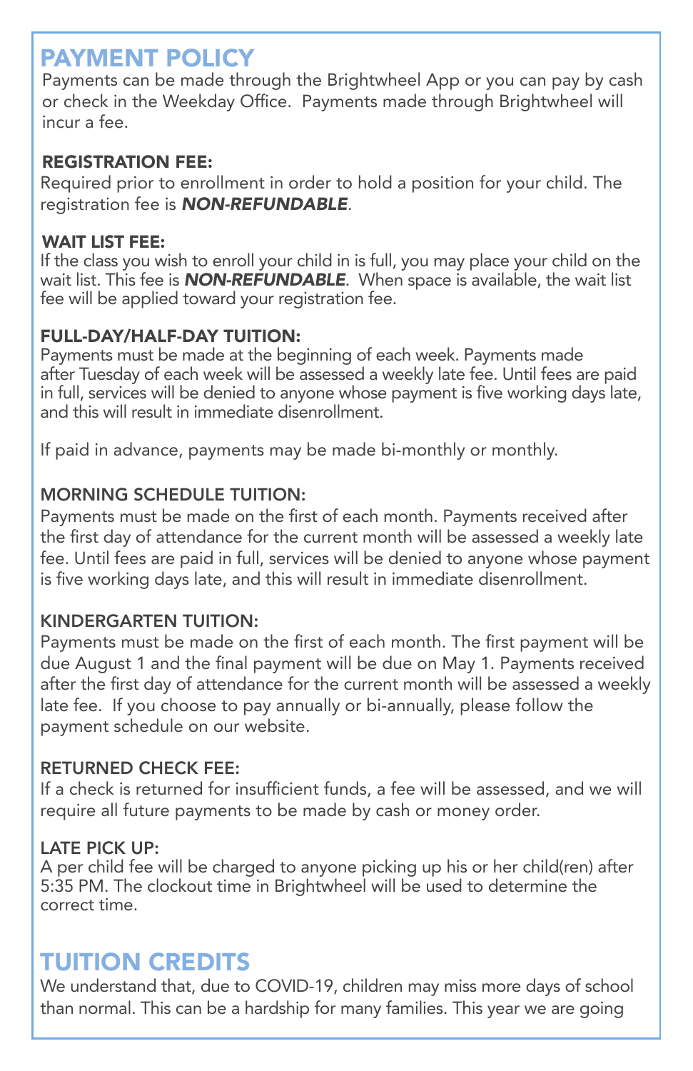## PAYMENT POLICY

Payments can be made through the Brightwheel App or you can pay by cash or check in the Weekday Office. Payments made through Brightwheel will incur a fee.

### REGISTRATION FEE:

Required prior to enrollment in order to hold a position for your child. The registration fee is ***NON-REFUNDABLE***.

### WAIT LIST FEE:

If the class you wish to enroll your child in is full, you may place your child on the wait list. This fee is ***NON-REFUNDABLE***. When space is available, the wait list fee will be applied toward your registration fee.

### FULL-DAY/HALF-DAY TUITION:

Payments must be made at the beginning of each week. Payments made after Tuesday of each week will be assessed a weekly late fee. Until fees are paid in full, services will be denied to anyone whose payment is five working days late, and this will result in immediate disenrollment.

If paid in advance, payments may be made bi-monthly or monthly.

### MORNING SCHEDULE TUITION:

Payments must be made on the first of each month. Payments received after the first day of attendance for the current month will be assessed a weekly late fee. Until fees are paid in full, services will be denied to anyone whose payment is five working days late, and this will result in immediate disenrollment.

### KINDERGARTEN TUITION:

Payments must be made on the first of each month. The first payment will be due August 1 and the final payment will be due on May 1. Payments received after the first day of attendance for the current month will be assessed a weekly late fee. If you choose to pay annually or bi-annually, please follow the payment schedule on our website.

### RETURNED CHECK FEE:

If a check is returned for insufficient funds, a fee will be assessed, and we will require all future payments to be made by cash or money order.

### LATE PICK UP:

A per child fee will be charged to anyone picking up his or her child(ren) after 5:35 PM. The clockout time in Brightwheel will be used to determine the correct time.

## TUITION CREDITS

We understand that, due to COVID-19, children may miss more days of school than normal. This can be a hardship for many families. This year we are going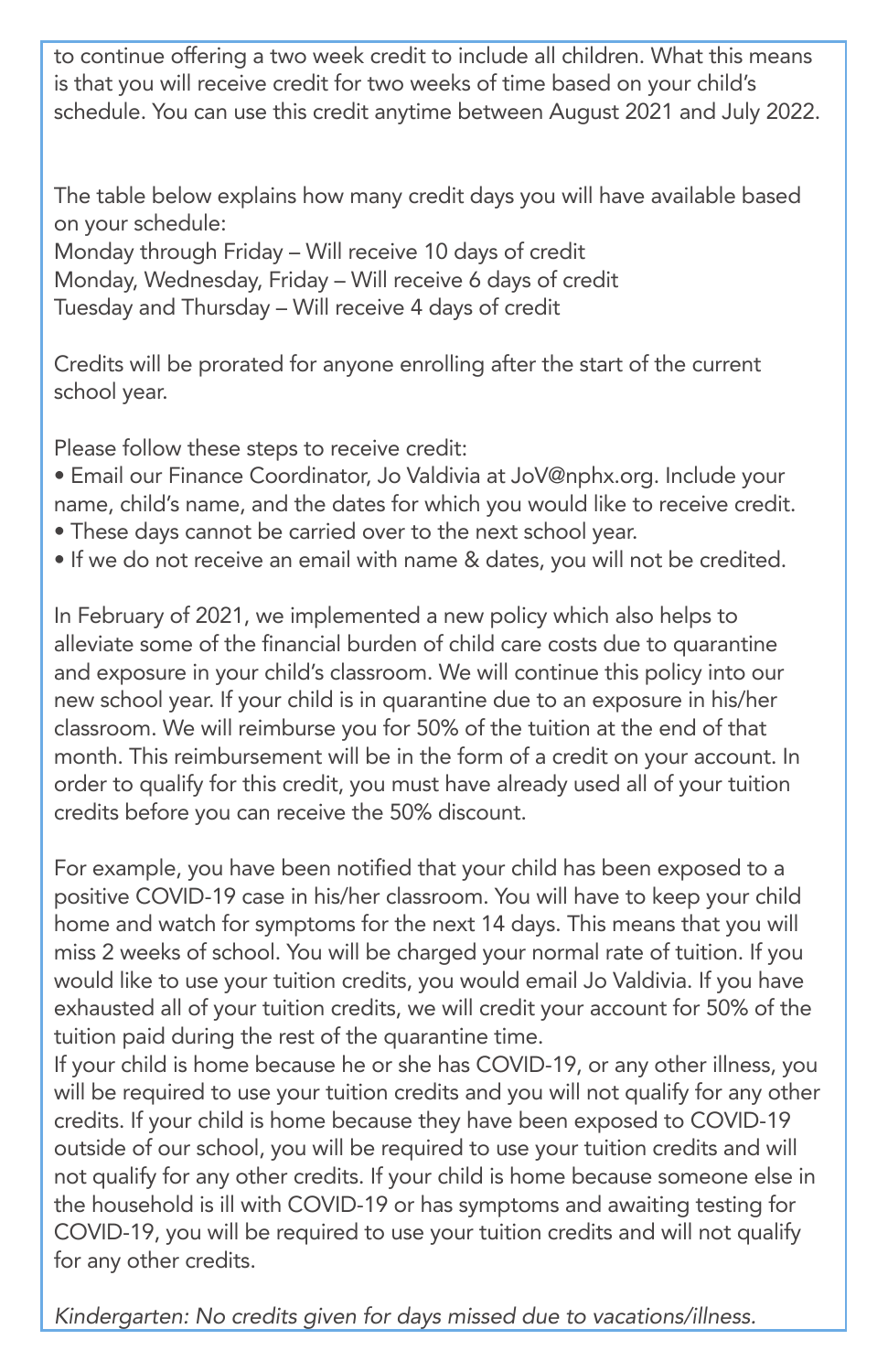to continue offering a two week credit to include all children. What this means is that you will receive credit for two weeks of time based on your child's schedule. You can use this credit anytime between August 2021 and July 2022.

The table below explains how many credit days you will have available based on your schedule:
Monday through Friday – Will receive 10 days of credit
Monday, Wednesday, Friday – Will receive 6 days of credit
Tuesday and Thursday – Will receive 4 days of credit

Credits will be prorated for anyone enrolling after the start of the current school year.

Please follow these steps to receive credit:

- Email our Finance Coordinator, Jo Valdivia at JoV@nphx.org. Include your name, child's name, and the dates for which you would like to receive credit.
- These days cannot be carried over to the next school year.
- If we do not receive an email with name & dates, you will not be credited.

In February of 2021, we implemented a new policy which also helps to alleviate some of the financial burden of child care costs due to quarantine and exposure in your child's classroom. We will continue this policy into our new school year. If your child is in quarantine due to an exposure in his/her classroom. We will reimburse you for 50% of the tuition at the end of that month. This reimbursement will be in the form of a credit on your account. In order to qualify for this credit, you must have already used all of your tuition credits before you can receive the 50% discount.

For example, you have been notified that your child has been exposed to a positive COVID-19 case in his/her classroom. You will have to keep your child home and watch for symptoms for the next 14 days. This means that you will miss 2 weeks of school. You will be charged your normal rate of tuition. If you would like to use your tuition credits, you would email Jo Valdivia. If you have exhausted all of your tuition credits, we will credit your account for 50% of the tuition paid during the rest of the quarantine time.
If your child is home because he or she has COVID-19, or any other illness, you will be required to use your tuition credits and you will not qualify for any other credits. If your child is home because they have been exposed to COVID-19 outside of our school, you will be required to use your tuition credits and will not qualify for any other credits. If your child is home because someone else in the household is ill with COVID-19 or has symptoms and awaiting testing for COVID-19, you will be required to use your tuition credits and will not qualify for any other credits.

*Kindergarten: No credits given for days missed due to vacations/illness.*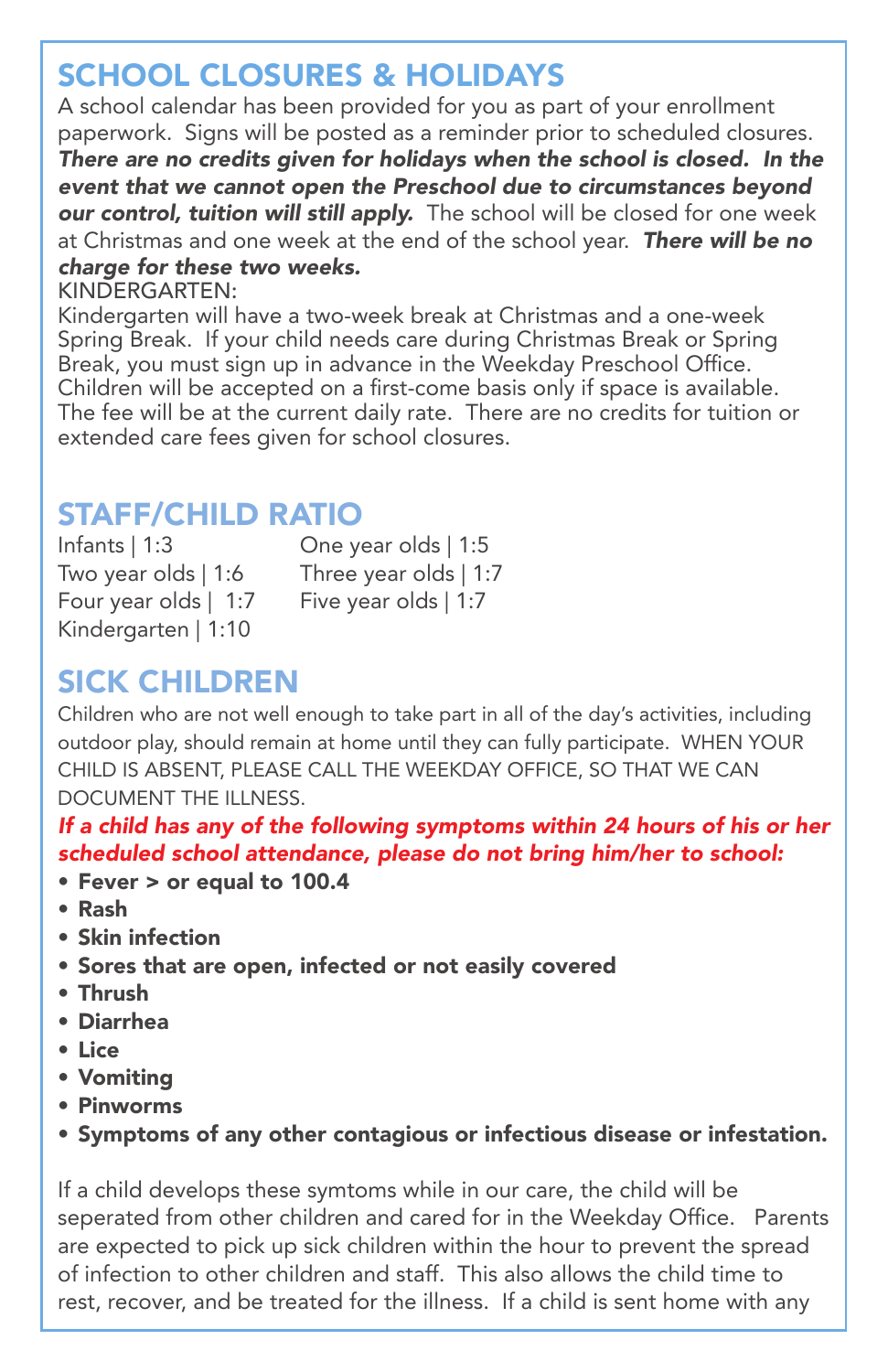## SCHOOL CLOSURES & HOLIDAYS

A school calendar has been provided for you as part of your enrollment paperwork. Signs will be posted as a reminder prior to scheduled closures. ***There are no credits given for holidays when the school is closed. In the event that we cannot open the Preschool due to circumstances beyond our control, tuition will still apply.*** The school will be closed for one week at Christmas and one week at the end of the school year. ***There will be no charge for these two weeks.***

KINDERGARTEN:

Kindergarten will have a two-week break at Christmas and a one-week Spring Break. If your child needs care during Christmas Break or Spring Break, you must sign up in advance in the Weekday Preschool Office. Children will be accepted on a first-come basis only if space is available. The fee will be at the current daily rate. There are no credits for tuition or extended care fees given for school closures.

## STAFF/CHILD RATIO

Infants | 1:3
One year olds | 1:5
Two year olds | 1:6
Three year olds | 1:7
Four year olds | 1:7
Five year olds | 1:7
Kindergarten | 1:10

## SICK CHILDREN

Children who are not well enough to take part in all of the day's activities, including outdoor play, should remain at home until they can fully participate. WHEN YOUR CHILD IS ABSENT, PLEASE CALL THE WEEKDAY OFFICE, SO THAT WE CAN DOCUMENT THE ILLNESS.

***If a child has any of the following symptoms within 24 hours of his or her scheduled school attendance, please do not bring him/her to school:***

- **Fever > or equal to 100.4**
- **Rash**
- **Skin infection**
- **Sores that are open, infected or not easily covered**
- **Thrush**
- **Diarrhea**
- **Lice**
- **Vomiting**
- **Pinworms**
- **Symptoms of any other contagious or infectious disease or infestation.**

If a child develops these symtoms while in our care, the child will be seperated from other children and cared for in the Weekday Office. Parents are expected to pick up sick children within the hour to prevent the spread of infection to other children and staff. This also allows the child time to rest, recover, and be treated for the illness. If a child is sent home with any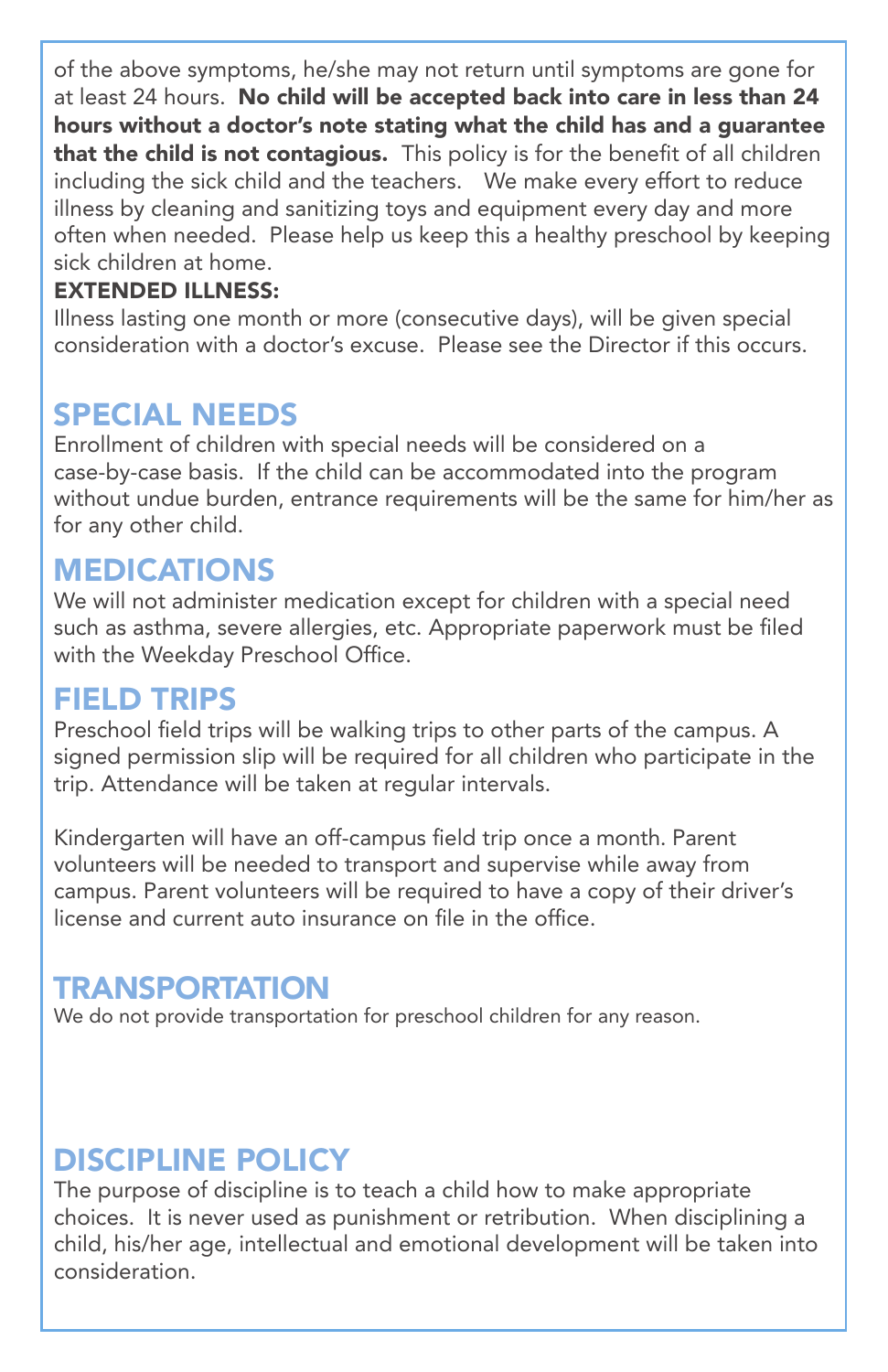of the above symptoms, he/she may not return until symptoms are gone for at least 24 hours. **No child will be accepted back into care in less than 24 hours without a doctor's note stating what the child has and a guarantee that the child is not contagious.** This policy is for the benefit of all children including the sick child and the teachers. We make every effort to reduce illness by cleaning and sanitizing toys and equipment every day and more often when needed. Please help us keep this a healthy preschool by keeping sick children at home.

**EXTENDED ILLNESS:**

Illness lasting one month or more (consecutive days), will be given special consideration with a doctor's excuse. Please see the Director if this occurs.

## SPECIAL NEEDS

Enrollment of children with special needs will be considered on a case-by-case basis. If the child can be accommodated into the program without undue burden, entrance requirements will be the same for him/her as for any other child.

## MEDICATIONS

We will not administer medication except for children with a special need such as asthma, severe allergies, etc. Appropriate paperwork must be filed with the Weekday Preschool Office.

## FIELD TRIPS

Preschool field trips will be walking trips to other parts of the campus. A signed permission slip will be required for all children who participate in the trip. Attendance will be taken at regular intervals.

Kindergarten will have an off-campus field trip once a month. Parent volunteers will be needed to transport and supervise while away from campus. Parent volunteers will be required to have a copy of their driver's license and current auto insurance on file in the office.

## TRANSPORTATION

We do not provide transportation for preschool children for any reason.

## DISCIPLINE POLICY

The purpose of discipline is to teach a child how to make appropriate choices. It is never used as punishment or retribution. When disciplining a child, his/her age, intellectual and emotional development will be taken into consideration.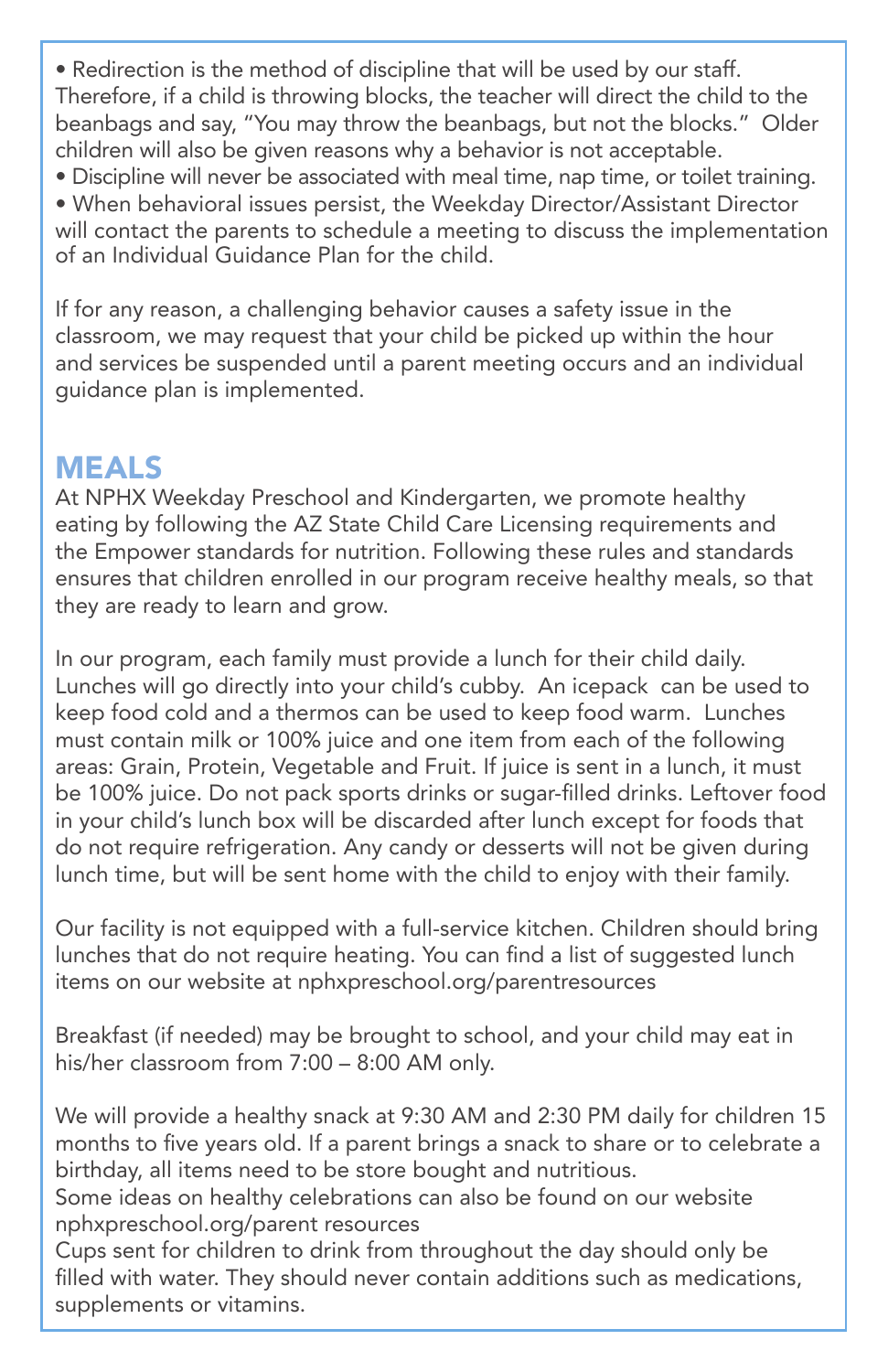- Redirection is the method of discipline that will be used by our staff. Therefore, if a child is throwing blocks, the teacher will direct the child to the beanbags and say, "You may throw the beanbags, but not the blocks." Older children will also be given reasons why a behavior is not acceptable.
- Discipline will never be associated with meal time, nap time, or toilet training.
- When behavioral issues persist, the Weekday Director/Assistant Director will contact the parents to schedule a meeting to discuss the implementation of an Individual Guidance Plan for the child.

If for any reason, a challenging behavior causes a safety issue in the classroom, we may request that your child be picked up within the hour and services be suspended until a parent meeting occurs and an individual guidance plan is implemented.

## MEALS

At NPHX Weekday Preschool and Kindergarten, we promote healthy eating by following the AZ State Child Care Licensing requirements and the Empower standards for nutrition. Following these rules and standards ensures that children enrolled in our program receive healthy meals, so that they are ready to learn and grow.

In our program, each family must provide a lunch for their child daily. Lunches will go directly into your child's cubby. An icepack can be used to keep food cold and a thermos can be used to keep food warm. Lunches must contain milk or 100% juice and one item from each of the following areas: Grain, Protein, Vegetable and Fruit. If juice is sent in a lunch, it must be 100% juice. Do not pack sports drinks or sugar-filled drinks. Leftover food in your child's lunch box will be discarded after lunch except for foods that do not require refrigeration. Any candy or desserts will not be given during lunch time, but will be sent home with the child to enjoy with their family.

Our facility is not equipped with a full-service kitchen. Children should bring lunches that do not require heating. You can find a list of suggested lunch items on our website at nphxpreschool.org/parentresources

Breakfast (if needed) may be brought to school, and your child may eat in his/her classroom from 7:00 – 8:00 AM only.

We will provide a healthy snack at 9:30 AM and 2:30 PM daily for children 15 months to five years old. If a parent brings a snack to share or to celebrate a birthday, all items need to be store bought and nutritious.
Some ideas on healthy celebrations can also be found on our website nphxpreschool.org/parent resources
Cups sent for children to drink from throughout the day should only be filled with water. They should never contain additions such as medications, supplements or vitamins.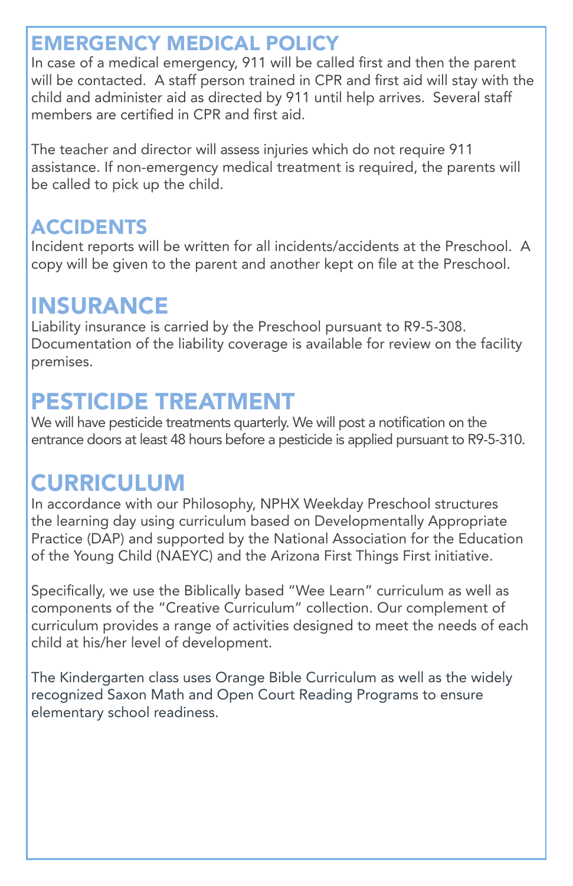## EMERGENCY MEDICAL POLICY

In case of a medical emergency, 911 will be called first and then the parent will be contacted. A staff person trained in CPR and first aid will stay with the child and administer aid as directed by 911 until help arrives. Several staff members are certified in CPR and first aid.

The teacher and director will assess injuries which do not require 911 assistance. If non-emergency medical treatment is required, the parents will be called to pick up the child.

## ACCIDENTS

Incident reports will be written for all incidents/accidents at the Preschool. A copy will be given to the parent and another kept on file at the Preschool.

## INSURANCE

Liability insurance is carried by the Preschool pursuant to R9-5-308. Documentation of the liability coverage is available for review on the facility premises.

## PESTICIDE TREATMENT

We will have pesticide treatments quarterly. We will post a notification on the entrance doors at least 48 hours before a pesticide is applied pursuant to R9-5-310.

## CURRICULUM

In accordance with our Philosophy, NPHX Weekday Preschool structures the learning day using curriculum based on Developmentally Appropriate Practice (DAP) and supported by the National Association for the Education of the Young Child (NAEYC) and the Arizona First Things First initiative.

Specifically, we use the Biblically based "Wee Learn" curriculum as well as components of the "Creative Curriculum" collection. Our complement of curriculum provides a range of activities designed to meet the needs of each child at his/her level of development.

The Kindergarten class uses Orange Bible Curriculum as well as the widely recognized Saxon Math and Open Court Reading Programs to ensure elementary school readiness.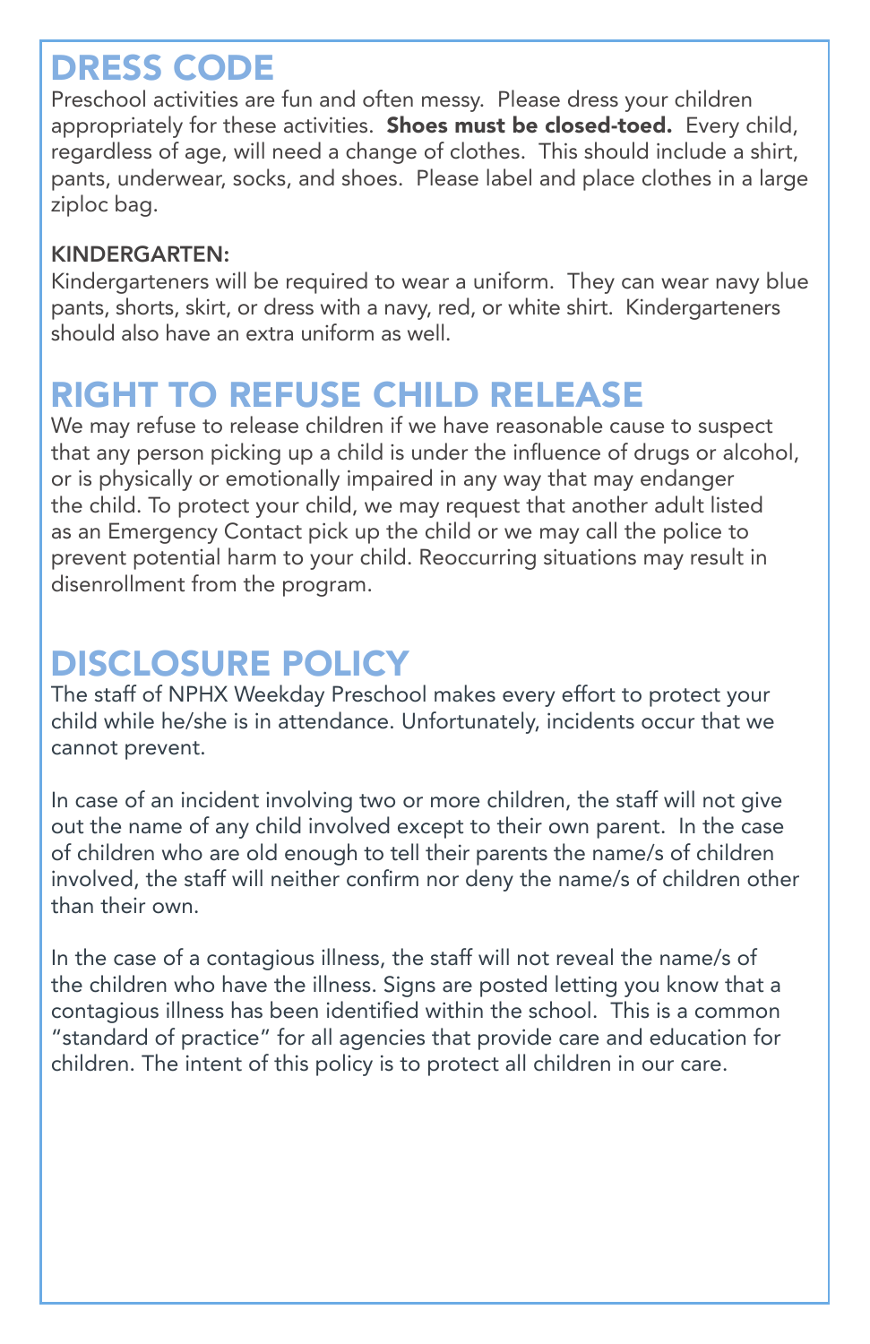## DRESS CODE

Preschool activities are fun and often messy. Please dress your children appropriately for these activities. **Shoes must be closed-toed.** Every child, regardless of age, will need a change of clothes. This should include a shirt, pants, underwear, socks, and shoes. Please label and place clothes in a large ziploc bag.

### KINDERGARTEN:

Kindergarteners will be required to wear a uniform. They can wear navy blue pants, shorts, skirt, or dress with a navy, red, or white shirt. Kindergarteners should also have an extra uniform as well.

## RIGHT TO REFUSE CHILD RELEASE

We may refuse to release children if we have reasonable cause to suspect that any person picking up a child is under the influence of drugs or alcohol, or is physically or emotionally impaired in any way that may endanger the child. To protect your child, we may request that another adult listed as an Emergency Contact pick up the child or we may call the police to prevent potential harm to your child. Reoccurring situations may result in disenrollment from the program.

## DISCLOSURE POLICY

The staff of NPHX Weekday Preschool makes every effort to protect your child while he/she is in attendance. Unfortunately, incidents occur that we cannot prevent.

In case of an incident involving two or more children, the staff will not give out the name of any child involved except to their own parent. In the case of children who are old enough to tell their parents the name/s of children involved, the staff will neither confirm nor deny the name/s of children other than their own.

In the case of a contagious illness, the staff will not reveal the name/s of the children who have the illness. Signs are posted letting you know that a contagious illness has been identified within the school. This is a common "standard of practice" for all agencies that provide care and education for children. The intent of this policy is to protect all children in our care.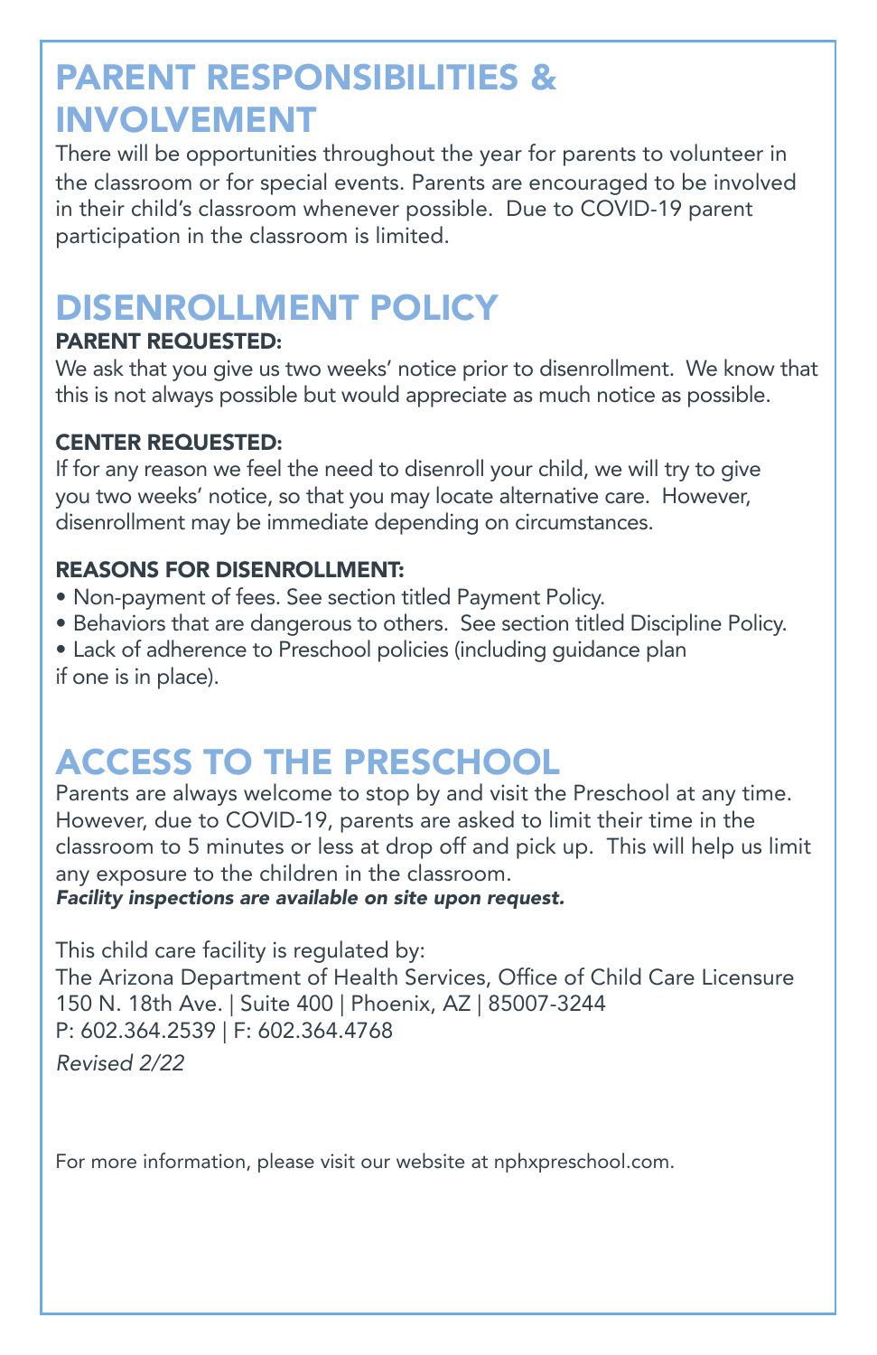# PARENT RESPONSIBILITIES & INVOLVEMENT

There will be opportunities throughout the year for parents to volunteer in the classroom or for special events. Parents are encouraged to be involved in their child's classroom whenever possible. Due to COVID-19 parent participation in the classroom is limited.

# DISENROLLMENT POLICY

**PARENT REQUESTED:**

We ask that you give us two weeks' notice prior to disenrollment. We know that this is not always possible but would appreciate as much notice as possible.

**CENTER REQUESTED:**

If for any reason we feel the need to disenroll your child, we will try to give you two weeks' notice, so that you may locate alternative care. However, disenrollment may be immediate depending on circumstances.

**REASONS FOR DISENROLLMENT:**

- Non-payment of fees. See section titled Payment Policy.
- Behaviors that are dangerous to others. See section titled Discipline Policy.
- Lack of adherence to Preschool policies (including guidance plan if one is in place).

# ACCESS TO THE PRESCHOOL

Parents are always welcome to stop by and visit the Preschool at any time. However, due to COVID-19, parents are asked to limit their time in the classroom to 5 minutes or less at drop off and pick up. This will help us limit any exposure to the children in the classroom.

***Facility inspections are available on site upon request.***

This child care facility is regulated by:
The Arizona Department of Health Services, Office of Child Care Licensure
150 N. 18th Ave. | Suite 400 | Phoenix, AZ | 85007-3244
P: 602.364.2539 | F: 602.364.4768

*Revised 2/22*

For more information, please visit our website at nphxpreschool.com.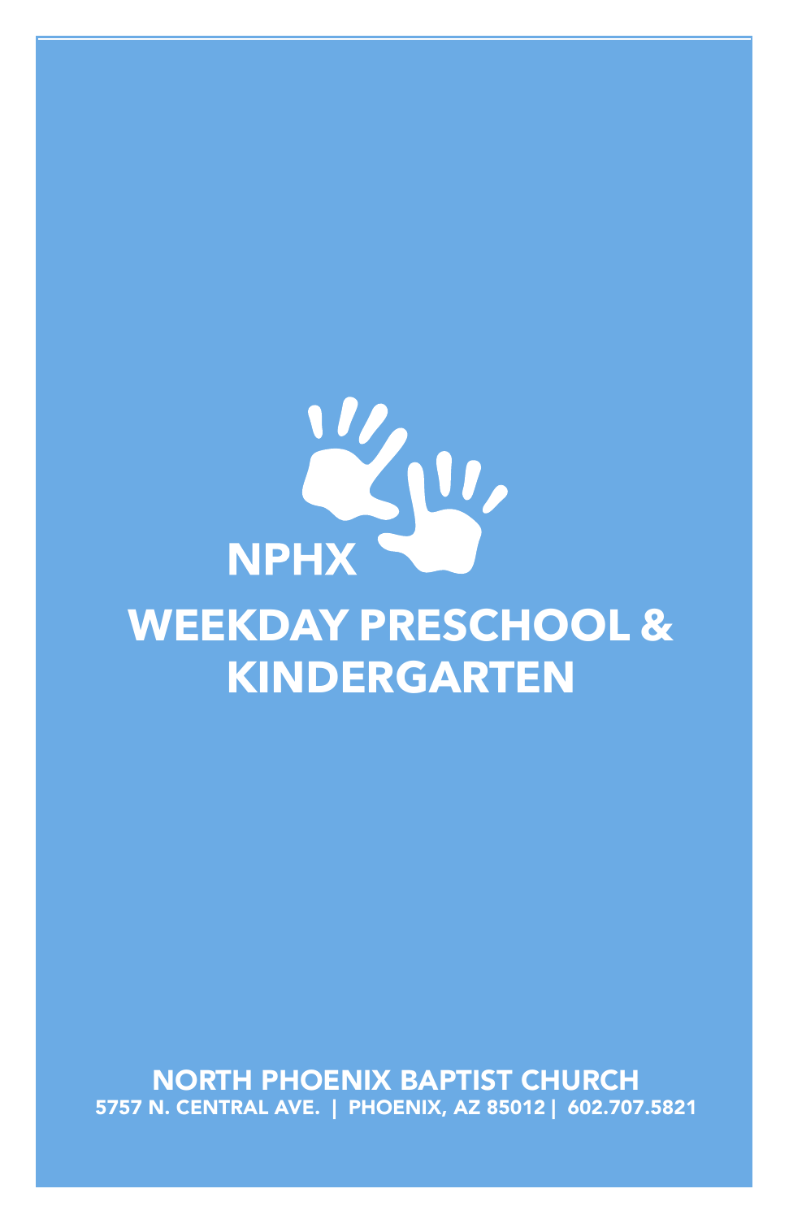NPHX

# WEEKDAY PRESCHOOL & KINDERGARTEN

**NORTH PHOENIX BAPTIST CHURCH**

**5757 N. CENTRAL AVE. | PHOENIX, AZ 85012 | 602.707.5821**